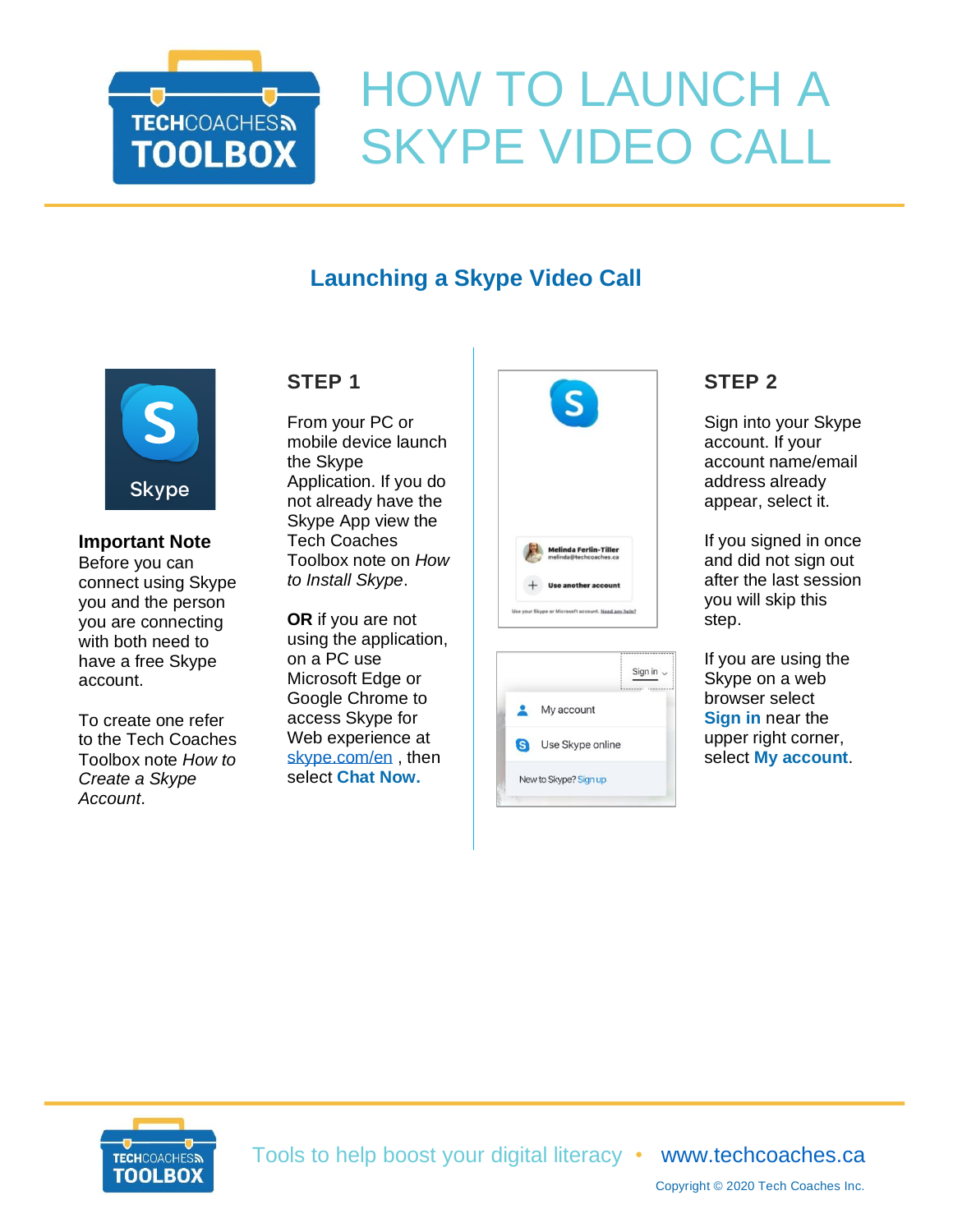# HOW TO LAUNCH A SKYPE VIDEO CALL

## Launching a Skype Video Call

**Important Note**
Before you can connect using Skype you and the person you are connecting with both need to have a free Skype account.

To create one refer to the Tech Coaches Toolbox note *How to Create a Skype Account*.

### STEP 1

From your PC or mobile device launch the Skype Application. If you do not already have the Skype App view the Tech Coaches Toolbox note on *How to Install Skype*.

**OR** if you are not using the application, on a PC use Microsoft Edge or Google Chrome to access Skype for Web experience at skype.com/en , then select **Chat Now.**

### STEP 2

Sign into your Skype account. If your account name/email address already appear, select it.

If you signed in once and did not sign out after the last session you will skip this step.

If you are using the Skype on a web browser select **Sign in** near the upper right corner, select **My account**.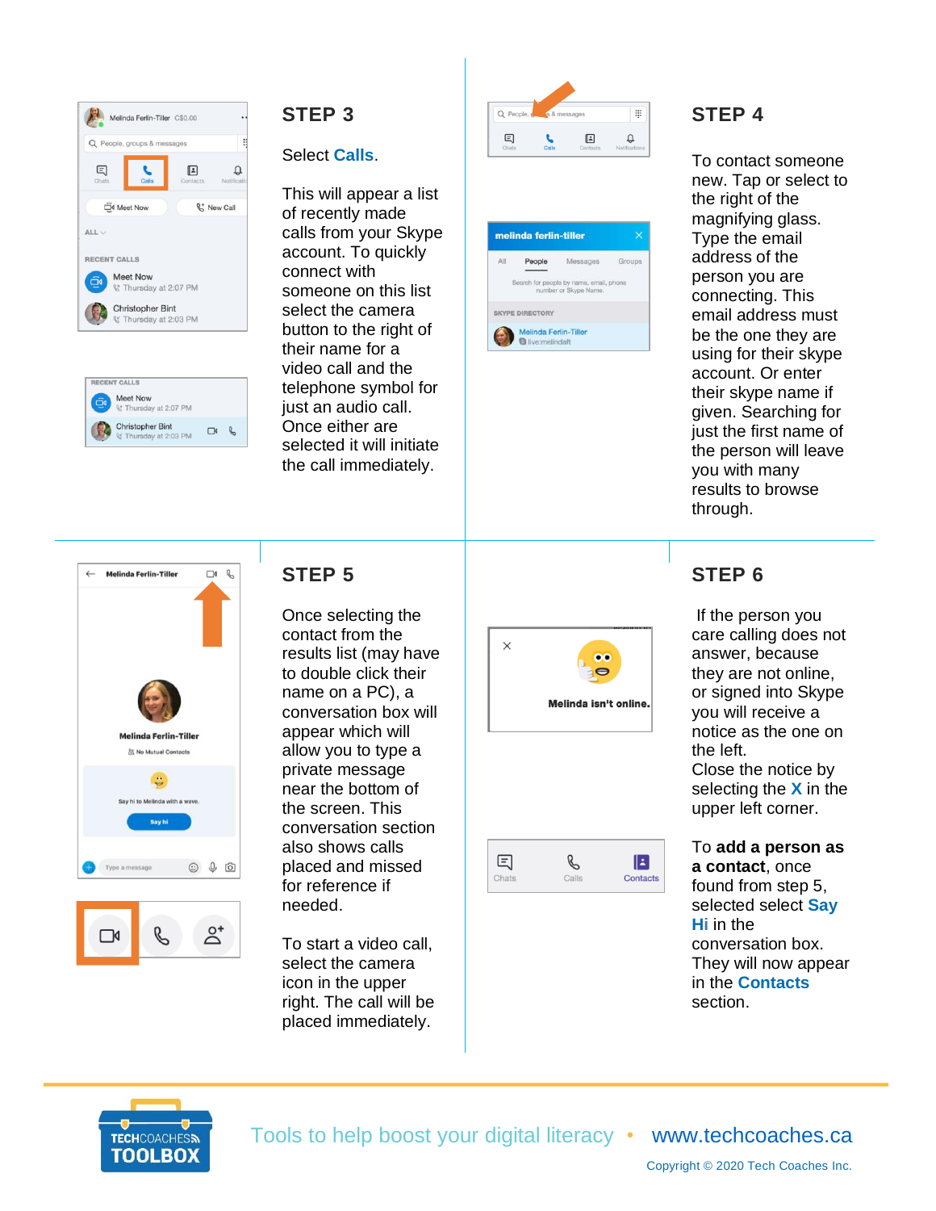## STEP 3

Select **Calls**.

This will appear a list of recently made calls from your Skype account. To quickly connect with someone on this list select the camera button to the right of their name for a video call and the telephone symbol for just an audio call. Once either are selected it will initiate the call immediately.

## STEP 4

To contact someone new. Tap or select to the right of the magnifying glass. Type the email address of the person you are connecting. This email address must be the one they are using for their skype account. Or enter their skype name if given. Searching for just the first name of the person will leave you with many results to browse through.

## STEP 5

Once selecting the contact from the results list (may have to double click their name on a PC), a conversation box will appear which will allow you to type a private message near the bottom of the screen. This conversation section also shows calls placed and missed for reference if needed.

To start a video call, select the camera icon in the upper right. The call will be placed immediately.

## STEP 6

If the person you care calling does not answer, because they are not online, or signed into Skype you will receive a notice as the one on the left.
Close the notice by selecting the **X** in the upper left corner.

To **add a person as a contact**, once found from step 5, selected select **Say Hi** in the conversation box. They will now appear in the **Contacts** section.

Tools to help boost your digital literacy • www.techcoaches.ca

Copyright © 2020 Tech Coaches Inc.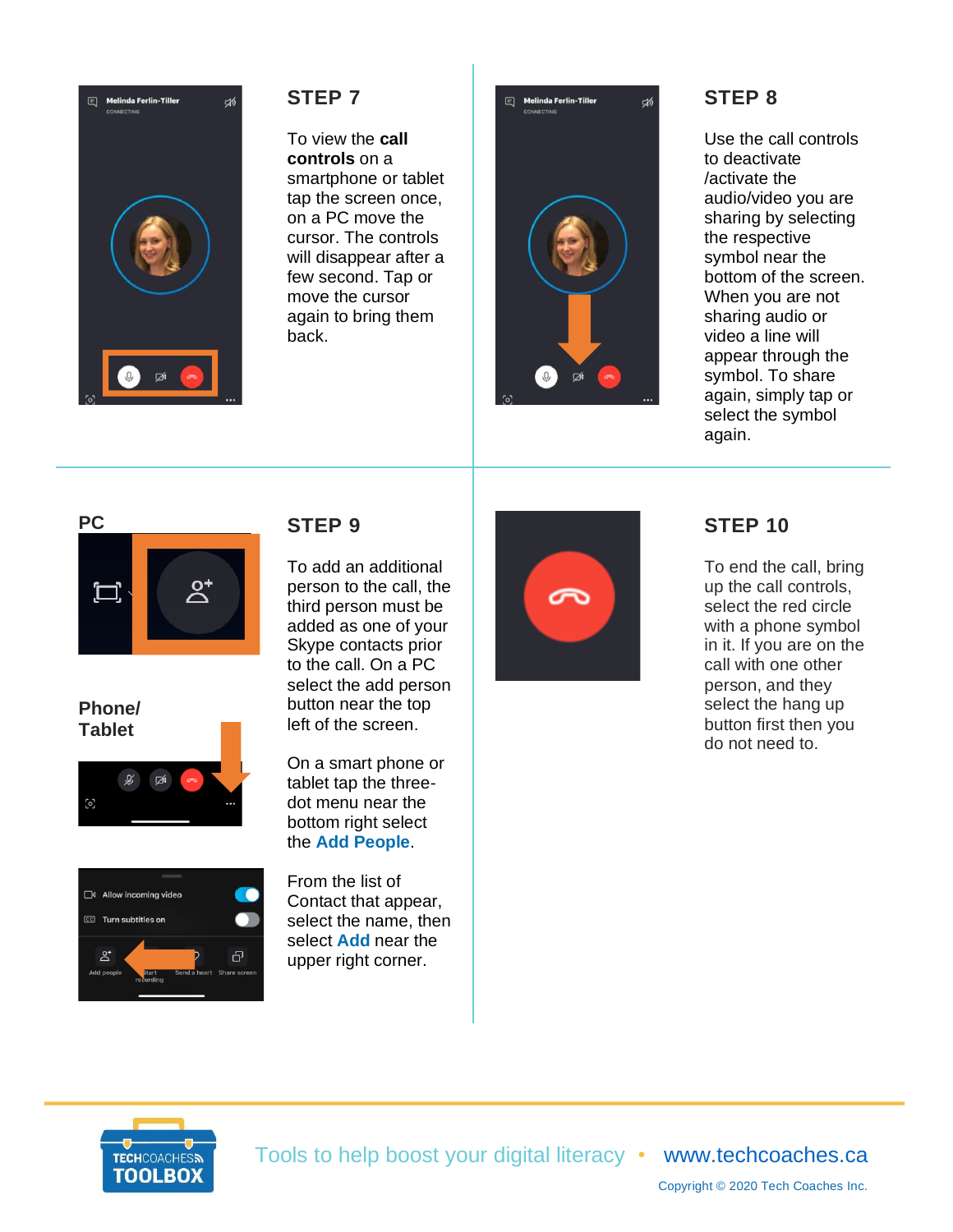## STEP 7

To view the **call controls** on a smartphone or tablet tap the screen once, on a PC move the cursor. The controls will disappear after a few second. Tap or move the cursor again to bring them back.

## STEP 8

Use the call controls to deactivate /activate the audio/video you are sharing by selecting the respective symbol near the bottom of the screen. When you are not sharing audio or video a line will appear through the symbol. To share again, simply tap or select the symbol again.

## STEP 9

**PC**

**Phone/ Tablet**

To add an additional person to the call, the third person must be added as one of your Skype contacts prior to the call. On a PC select the add person button near the top left of the screen.

On a smart phone or tablet tap the three-dot menu near the bottom right select the **Add People**.

From the list of Contact that appear, select the name, then select **Add** near the upper right corner.

## STEP 10

To end the call, bring up the call controls, select the red circle with a phone symbol in it. If you are on the call with one other person, and they select the hang up button first then you do not need to.

TECHCOACHES TOOLBOX

Tools to help boost your digital literacy • www.techcoaches.ca

Copyright © 2020 Tech Coaches Inc.